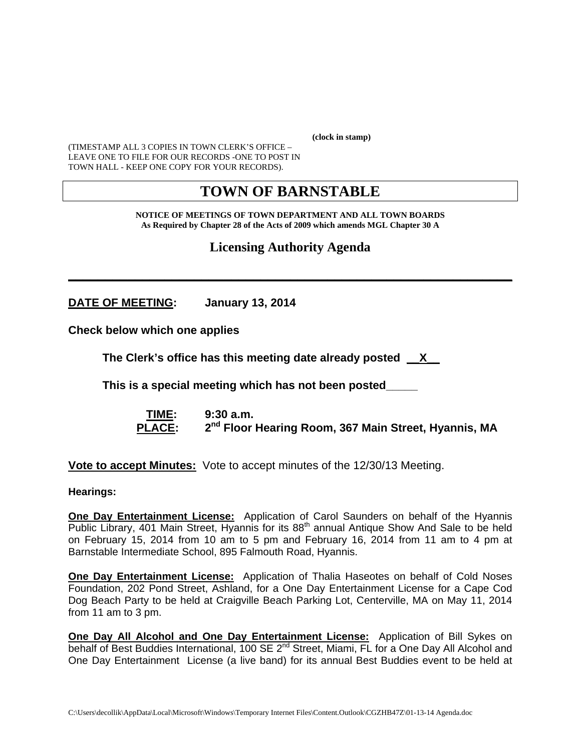**(clock in stamp)**

(TIMESTAMP ALL 3 COPIES IN TOWN CLERK'S OFFICE – LEAVE ONE TO FILE FOR OUR RECORDS -ONE TO POST IN TOWN HALL - KEEP ONE COPY FOR YOUR RECORDS).

# TOWN OF BARNSTABLE

**NOTICE OF MEETINGS OF TOWN DEPARTMENT AND ALL TOWN BOARDS**
**As Required by Chapter 28 of the Acts of 2009 which amends MGL Chapter 30 A**

## Licensing Authority Agenda

---

**DATE OF MEETING: January 13, 2014**

**Check below which one applies**

**The Clerk's office has this meeting date already posted __X__**

**This is a special meeting which has not been posted_____**

**TIME: 9:30 a.m.**
**PLACE: 2nd Floor Hearing Room, 367 Main Street, Hyannis, MA**

**Vote to accept Minutes:** Vote to accept minutes of the 12/30/13 Meeting.

**Hearings:**

**One Day Entertainment License:** Application of Carol Saunders on behalf of the Hyannis Public Library, 401 Main Street, Hyannis for its 88th annual Antique Show And Sale to be held on February 15, 2014 from 10 am to 5 pm and February 16, 2014 from 11 am to 4 pm at Barnstable Intermediate School, 895 Falmouth Road, Hyannis.

**One Day Entertainment License:** Application of Thalia Haseotes on behalf of Cold Noses Foundation, 202 Pond Street, Ashland, for a One Day Entertainment License for a Cape Cod Dog Beach Party to be held at Craigville Beach Parking Lot, Centerville, MA on May 11, 2014 from 11 am to 3 pm.

**One Day All Alcohol and One Day Entertainment License:** Application of Bill Sykes on behalf of Best Buddies International, 100 SE 2nd Street, Miami, FL for a One Day All Alcohol and One Day Entertainment License (a live band) for its annual Best Buddies event to be held at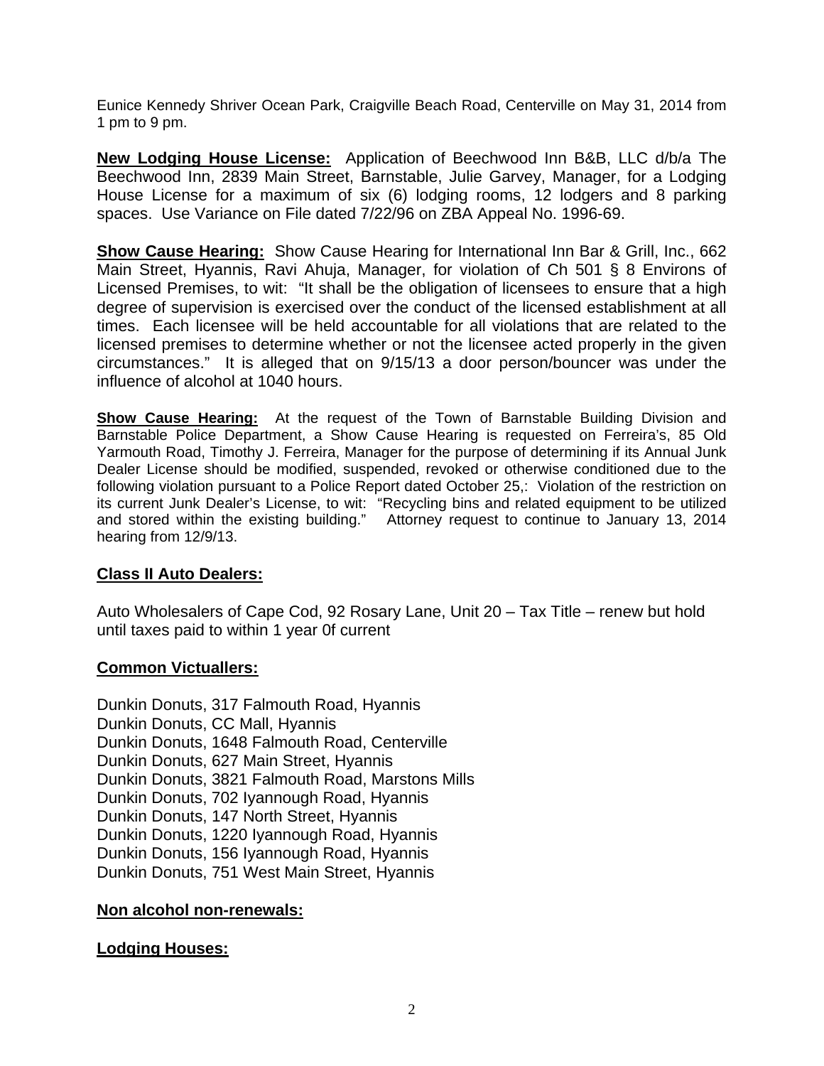Eunice Kennedy Shriver Ocean Park, Craigville Beach Road, Centerville on May 31, 2014 from 1 pm to 9 pm.

**New Lodging House License:** Application of Beechwood Inn B&B, LLC d/b/a The Beechwood Inn, 2839 Main Street, Barnstable, Julie Garvey, Manager, for a Lodging House License for a maximum of six (6) lodging rooms, 12 lodgers and 8 parking spaces. Use Variance on File dated 7/22/96 on ZBA Appeal No. 1996-69.

**Show Cause Hearing:** Show Cause Hearing for International Inn Bar & Grill, Inc., 662 Main Street, Hyannis, Ravi Ahuja, Manager, for violation of Ch 501 § 8 Environs of Licensed Premises, to wit: "It shall be the obligation of licensees to ensure that a high degree of supervision is exercised over the conduct of the licensed establishment at all times. Each licensee will be held accountable for all violations that are related to the licensed premises to determine whether or not the licensee acted properly in the given circumstances." It is alleged that on 9/15/13 a door person/bouncer was under the influence of alcohol at 1040 hours.

**Show Cause Hearing:** At the request of the Town of Barnstable Building Division and Barnstable Police Department, a Show Cause Hearing is requested on Ferreira's, 85 Old Yarmouth Road, Timothy J. Ferreira, Manager for the purpose of determining if its Annual Junk Dealer License should be modified, suspended, revoked or otherwise conditioned due to the following violation pursuant to a Police Report dated October 25,: Violation of the restriction on its current Junk Dealer's License, to wit: "Recycling bins and related equipment to be utilized and stored within the existing building." Attorney request to continue to January 13, 2014 hearing from 12/9/13.

**Class II Auto Dealers:**

Auto Wholesalers of Cape Cod, 92 Rosary Lane, Unit 20 – Tax Title – renew but hold until taxes paid to within 1 year 0f current

**Common Victuallers:**

Dunkin Donuts, 317 Falmouth Road, Hyannis
Dunkin Donuts, CC Mall, Hyannis
Dunkin Donuts, 1648 Falmouth Road, Centerville
Dunkin Donuts, 627 Main Street, Hyannis
Dunkin Donuts, 3821 Falmouth Road, Marstons Mills
Dunkin Donuts, 702 Iyannough Road, Hyannis
Dunkin Donuts, 147 North Street, Hyannis
Dunkin Donuts, 1220 Iyannough Road, Hyannis
Dunkin Donuts, 156 Iyannough Road, Hyannis
Dunkin Donuts, 751 West Main Street, Hyannis

**Non alcohol non-renewals:**

**Lodging Houses:**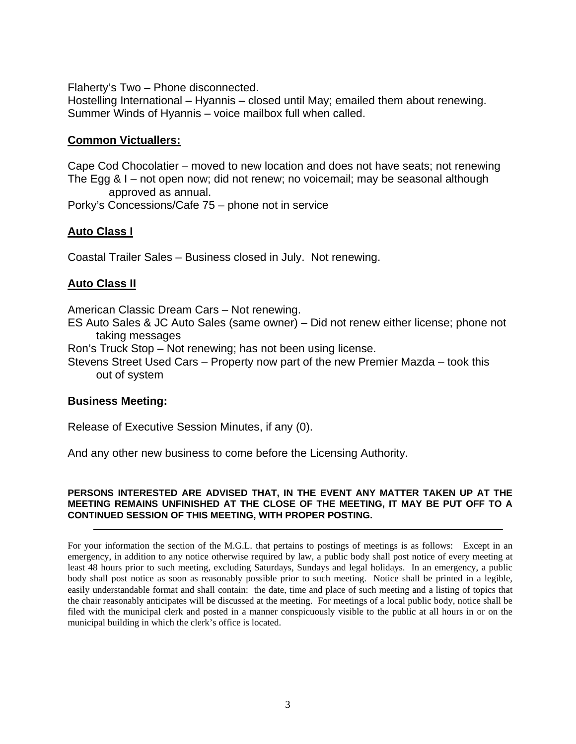Flaherty's Two – Phone disconnected.
Hostelling International – Hyannis – closed until May; emailed them about renewing.
Summer Winds of Hyannis – voice mailbox full when called.

**Common Victuallers:**

Cape Cod Chocolatier – moved to new location and does not have seats; not renewing
The Egg & I – not open now; did not renew; no voicemail; may be seasonal although approved as annual.
Porky's Concessions/Cafe 75 – phone not in service

**Auto Class I**

Coastal Trailer Sales – Business closed in July. Not renewing.

**Auto Class II**

American Classic Dream Cars – Not renewing.
ES Auto Sales & JC Auto Sales (same owner) – Did not renew either license; phone not taking messages
Ron's Truck Stop – Not renewing; has not been using license.
Stevens Street Used Cars – Property now part of the new Premier Mazda – took this out of system

**Business Meeting:**

Release of Executive Session Minutes, if any (0).

And any other new business to come before the Licensing Authority.

**PERSONS INTERESTED ARE ADVISED THAT, IN THE EVENT ANY MATTER TAKEN UP AT THE MEETING REMAINS UNFINISHED AT THE CLOSE OF THE MEETING, IT MAY BE PUT OFF TO A CONTINUED SESSION OF THIS MEETING, WITH PROPER POSTING.**

---

For your information the section of the M.G.L. that pertains to postings of meetings is as follows: Except in an emergency, in addition to any notice otherwise required by law, a public body shall post notice of every meeting at least 48 hours prior to such meeting, excluding Saturdays, Sundays and legal holidays. In an emergency, a public body shall post notice as soon as reasonably possible prior to such meeting. Notice shall be printed in a legible, easily understandable format and shall contain: the date, time and place of such meeting and a listing of topics that the chair reasonably anticipates will be discussed at the meeting. For meetings of a local public body, notice shall be filed with the municipal clerk and posted in a manner conspicuously visible to the public at all hours in or on the municipal building in which the clerk's office is located.